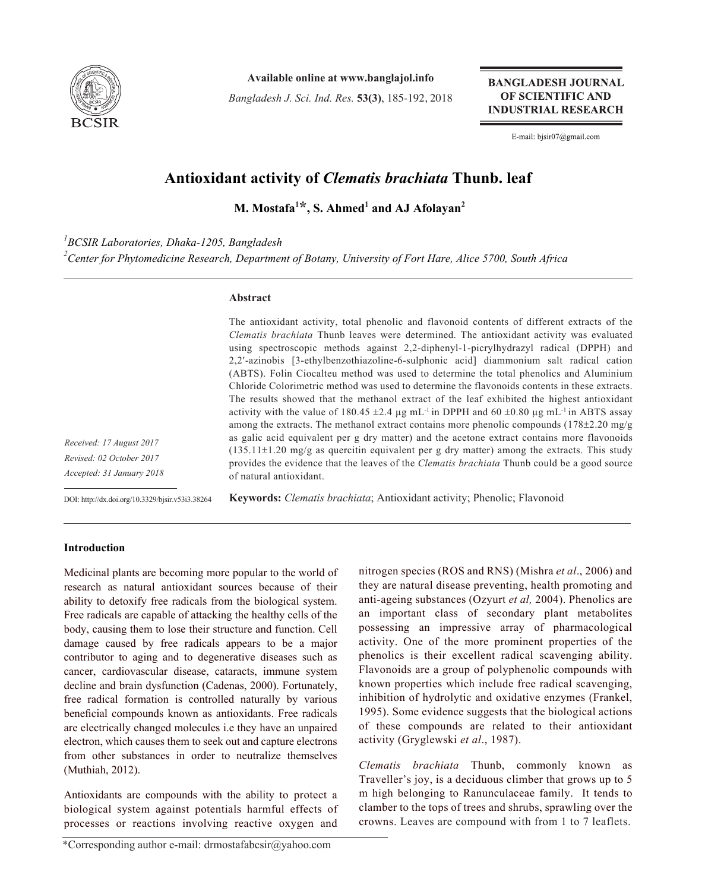# Antioxidant activity of *Clematis brachiata* Thunb. leaf

**M. Mostafa[1]*, S. Ahmed[1] and AJ Afolayan[2]**

[1]*BCSIR Laboratories, Dhaka-1205, Bangladesh*

[2]*Center for Phytomedicine Research, Department of Botany, University of Fort Hare, Alice 5700, South Africa*

## Abstract

The antioxidant activity, total phenolic and flavonoid contents of different extracts of the *Clematis brachiata* Thunb leaves were determined. The antioxidant activity was evaluated using spectroscopic methods against 2,2-diphenyl-1-picrylhydrazyl radical (DPPH) and 2,2′-azinobis [3-ethylbenzothiazoline-6-sulphonic acid] diammonium salt radical cation (ABTS). Folin Ciocalteu method was used to determine the total phenolics and Aluminium Chloride Colorimetric method was used to determine the flavonoids contents in these extracts. The results showed that the methanol extract of the leaf exhibited the highest antioxidant activity with the value of 180.45 ±2.4 µg $mL^{-1}$ in DPPH and 60 ±0.80 µg $mL^{-1}$ in ABTS assay among the extracts. The methanol extract contains more phenolic compounds (178±2.20 mg/g as galic acid equivalent per g dry matter) and the acetone extract contains more flavonoids (135.11±1.20 mg/g as quercitin equivalent per g dry matter) among the extracts. This study provides the evidence that the leaves of the *Clematis brachiata* Thunb could be a good source of natural antioxidant.

*Received: 17 August 2017*
*Revised: 02 October 2017*
*Accepted: 31 January 2018*

DOI: http://dx.doi.org/10.3329/bjsir.v53i3.38264

**Keywords:** *Clematis brachiata*; Antioxidant activity; Phenolic; Flavonoid

## Introduction

Medicinal plants are becoming more popular to the world of research as natural antioxidant sources because of their ability to detoxify free radicals from the biological system. Free radicals are capable of attacking the healthy cells of the body, causing them to lose their structure and function. Cell damage caused by free radicals appears to be a major contributor to aging and to degenerative diseases such as cancer, cardiovascular disease, cataracts, immune system decline and brain dysfunction (Cadenas, 2000). Fortunately, free radical formation is controlled naturally by various beneficial compounds known as antioxidants. Free radicals are electrically changed molecules i.e they have an unpaired electron, which causes them to seek out and capture electrons from other substances in order to neutralize themselves (Muthiah, 2012).

Antioxidants are compounds with the ability to protect a biological system against potentials harmful effects of processes or reactions involving reactive oxygen and nitrogen species (ROS and RNS) (Mishra *et al*., 2006) and they are natural disease preventing, health promoting and anti-ageing substances (Ozyurt *et al,* 2004). Phenolics are an important class of secondary plant metabolites possessing an impressive array of pharmacological activity. One of the more prominent properties of the phenolics is their excellent radical scavenging ability. Flavonoids are a group of polyphenolic compounds with known properties which include free radical scavenging, inhibition of hydrolytic and oxidative enzymes (Frankel, 1995). Some evidence suggests that the biological actions of these compounds are related to their antioxidant activity (Gryglewski *et al*., 1987).

*Clematis brachiata* Thunb, commonly known as Traveller's joy, is a deciduous climber that grows up to 5 m high belonging to Ranunculaceae family. It tends to clamber to the tops of trees and shrubs, sprawling over the crowns. Leaves are compound with from 1 to 7 leaflets.

*Corresponding author e-mail: drmostafabcsir@yahoo.com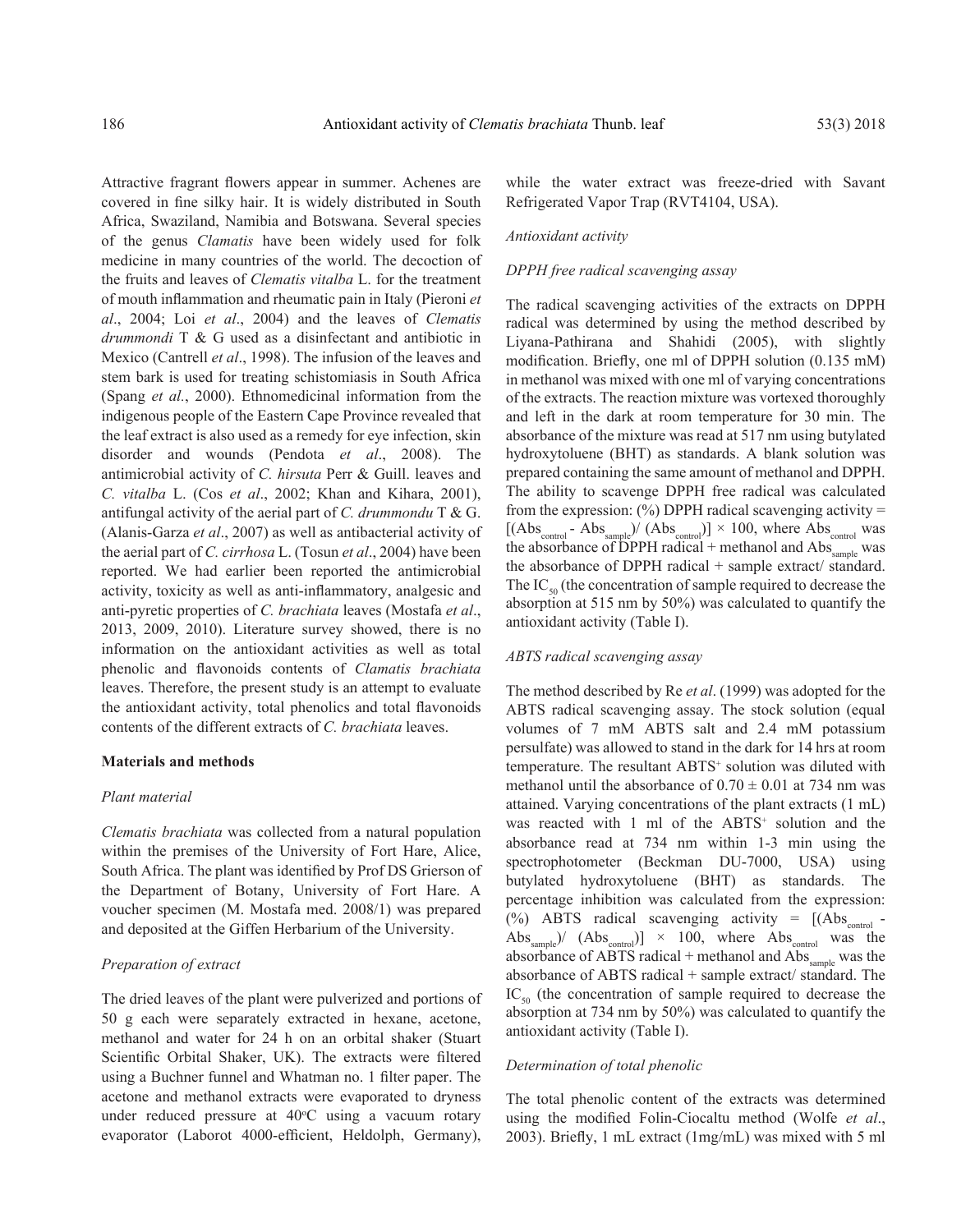Attractive fragrant flowers appear in summer. Achenes are covered in fine silky hair. It is widely distributed in South Africa, Swaziland, Namibia and Botswana. Several species of the genus *Clamatis* have been widely used for folk medicine in many countries of the world. The decoction of the fruits and leaves of *Clematis vitalba* L. for the treatment of mouth inflammation and rheumatic pain in Italy (Pieroni *et al*., 2004; Loi *et al*., 2004) and the leaves of *Clematis drummondi* T & G used as a disinfectant and antibiotic in Mexico (Cantrell *et al*., 1998). The infusion of the leaves and stem bark is used for treating schistomiasis in South Africa (Spang *et al.*, 2000). Ethnomedicinal information from the indigenous people of the Eastern Cape Province revealed that the leaf extract is also used as a remedy for eye infection, skin disorder and wounds (Pendota *et al*., 2008). The antimicrobial activity of *C. hirsuta* Perr & Guill. leaves and *C. vitalba* L. (Cos *et al*., 2002; Khan and Kihara, 2001), antifungal activity of the aerial part of *C. drummondu* T & G. (Alanis-Garza *et al*., 2007) as well as antibacterial activity of the aerial part of *C. cirrhosa* L. (Tosun *et al*., 2004) have been reported. We had earlier been reported the antimicrobial activity, toxicity as well as anti-inflammatory, analgesic and anti-pyretic properties of *C. brachiata* leaves (Mostafa *et al*., 2013, 2009, 2010). Literature survey showed, there is no information on the antioxidant activities as well as total phenolic and flavonoids contents of *Clamatis brachiata* leaves. Therefore, the present study is an attempt to evaluate the antioxidant activity, total phenolics and total flavonoids contents of the different extracts of *C. brachiata* leaves.

## Materials and methods

### *Plant material*

*Clematis brachiata* was collected from a natural population within the premises of the University of Fort Hare, Alice, South Africa. The plant was identified by Prof DS Grierson of the Department of Botany, University of Fort Hare. A voucher specimen (M. Mostafa med. 2008/1) was prepared and deposited at the Giffen Herbarium of the University.

### *Preparation of extract*

The dried leaves of the plant were pulverized and portions of 50 g each were separately extracted in hexane, acetone, methanol and water for 24 h on an orbital shaker (Stuart Scientific Orbital Shaker, UK). The extracts were filtered using a Buchner funnel and Whatman no. 1 filter paper. The acetone and methanol extracts were evaporated to dryness under reduced pressure at 40$^{o}$C using a vacuum rotary evaporator (Laborot 4000-efficient, Heldolph, Germany), while the water extract was freeze-dried with Savant Refrigerated Vapor Trap (RVT4104, USA).

### *Antioxidant activity*

#### *DPPH free radical scavenging assay*

The radical scavenging activities of the extracts on DPPH radical was determined by using the method described by Liyana-Pathirana and Shahidi (2005), with slightly modification. Briefly, one ml of DPPH solution (0.135 mM) in methanol was mixed with one ml of varying concentrations of the extracts. The reaction mixture was vortexed thoroughly and left in the dark at room temperature for 30 min. The absorbance of the mixture was read at 517 nm using butylated hydroxytoluene (BHT) as standards. A blank solution was prepared containing the same amount of methanol and DPPH. The ability to scavenge DPPH free radical was calculated from the expression: (%) DPPH radical scavenging activity = $[(Abs_{control} - Abs_{sample})/ (Abs_{control})] \times 100$, where $Abs_{control}$ was the absorbance of DPPH radical + methanol and $Abs_{sample}$ was the absorbance of DPPH radical + sample extract/ standard. The $IC_{50}$ (the concentration of sample required to decrease the absorption at 515 nm by 50%) was calculated to quantify the antioxidant activity (Table I).

#### *ABTS radical scavenging assay*

The method described by Re *et al*. (1999) was adopted for the ABTS radical scavenging assay. The stock solution (equal volumes of 7 mM ABTS salt and 2.4 mM potassium persulfate) was allowed to stand in the dark for 14 hrs at room temperature. The resultant $ABTS^{+}$ solution was diluted with methanol until the absorbance of $0.70 \pm 0.01$ at 734 nm was attained. Varying concentrations of the plant extracts (1 mL) was reacted with 1 ml of the $ABTS^{+}$ solution and the absorbance read at 734 nm within 1-3 min using the spectrophotometer (Beckman DU-7000, USA) using butylated hydroxytoluene (BHT) as standards. The percentage inhibition was calculated from the expression: (%) ABTS radical scavenging activity = $[(Abs_{control} - Abs_{sample})/ (Abs_{control})] \times 100$, where $Abs_{control}$ was the absorbance of ABTS radical + methanol and $Abs_{sample}$ was the absorbance of ABTS radical + sample extract/ standard. The $IC_{50}$ (the concentration of sample required to decrease the absorption at 734 nm by 50%) was calculated to quantify the antioxidant activity (Table I).

### *Determination of total phenolic*

The total phenolic content of the extracts was determined using the modified Folin-Ciocaltu method (Wolfe *et al*., 2003). Briefly, 1 mL extract (1mg/mL) was mixed with 5 ml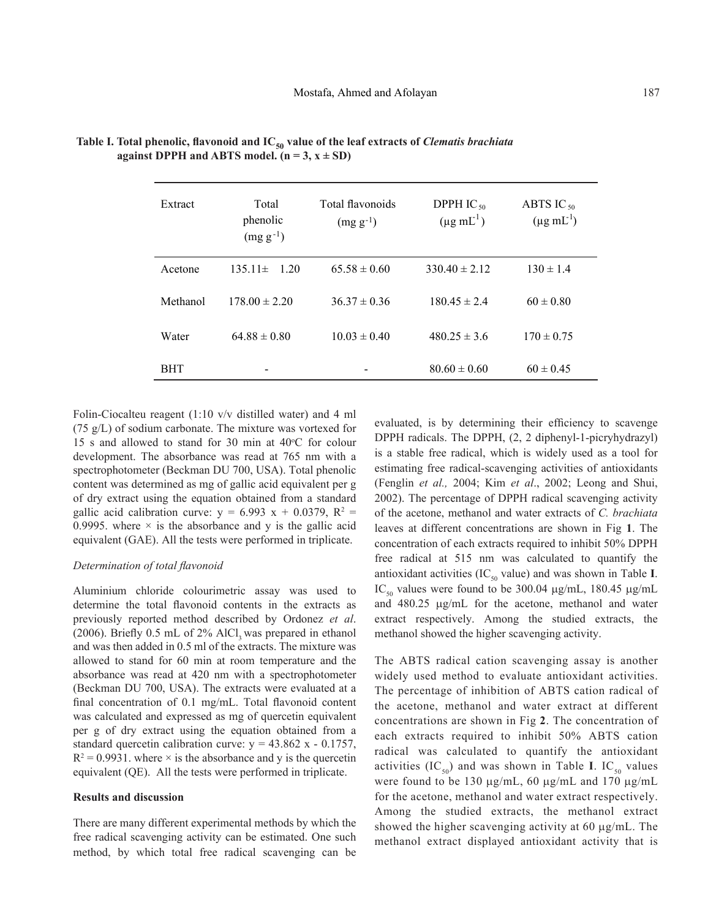**Table I. Total phenolic, flavonoid and $IC_{50}$ value of the leaf extracts of *Clematis brachiata* against DPPH and ABTS model. (n = 3, x ± SD)**

| Extract | Total phenolic ($mg\ g^{-1}$) | Total flavonoids ($mg\ g^{-1}$) | DPPH $IC_{50}$ ($\mu g\ mL^{-1}$) | ABTS $IC_{50}$ ($\mu g\ mL^{-1}$) |
|---|---|---|---|---|
| Acetone | 135.11± 1.20 | 65.58 ± 0.60 | 330.40 ± 2.12 | 130 ± 1.4 |
| Methanol | 178.00 ± 2.20 | 36.37 ± 0.36 | 180.45 ± 2.4 | 60 ± 0.80 |
| Water | 64.88 ± 0.80 | 10.03 ± 0.40 | 480.25 ± 3.6 | 170 ± 0.75 |
| BHT | - | - | 80.60 ± 0.60 | 60 ± 0.45 |

Folin-Ciocalteu reagent (1:10 v/v distilled water) and 4 ml (75 g/L) of sodium carbonate. The mixture was vortexed for 15 s and allowed to stand for 30 min at 40°C for colour development. The absorbance was read at 765 nm with a spectrophotometer (Beckman DU 700, USA). Total phenolic content was determined as mg of gallic acid equivalent per g of dry extract using the equation obtained from a standard gallic acid calibration curve: $y = 6.993\ x + 0.0379$, $R^2 = 0.9995$. where × is the absorbance and y is the gallic acid equivalent (GAE). All the tests were performed in triplicate.

*Determination of total flavonoid*

Aluminium chloride colourimetric assay was used to determine the total flavonoid contents in the extracts as previously reported method described by Ordonez *et al*. (2006). Briefly 0.5 mL of 2% $AlCl_3$ was prepared in ethanol and was then added in 0.5 ml of the extracts. The mixture was allowed to stand for 60 min at room temperature and the absorbance was read at 420 nm with a spectrophotometer (Beckman DU 700, USA). The extracts were evaluated at a final concentration of 0.1 mg/mL. Total flavonoid content was calculated and expressed as mg of quercetin equivalent per g of dry extract using the equation obtained from a standard quercetin calibration curve: $y = 43.862\ x - 0.1757$, $R^2 = 0.9931$. where × is the absorbance and y is the quercetin equivalent (QE). All the tests were performed in triplicate.

**Results and discussion**

There are many different experimental methods by which the free radical scavenging activity can be estimated. One such method, by which total free radical scavenging can be evaluated, is by determining their efficiency to scavenge DPPH radicals. The DPPH, (2, 2 diphenyl-1-picryhydrazyl) is a stable free radical, which is widely used as a tool for estimating free radical-scavenging activities of antioxidants (Fenglin *et al.,* 2004; Kim *et al*., 2002; Leong and Shui, 2002). The percentage of DPPH radical scavenging activity of the acetone, methanol and water extracts of *C. brachiata* leaves at different concentrations are shown in Fig **1**. The concentration of each extracts required to inhibit 50% DPPH free radical at 515 nm was calculated to quantify the antioxidant activities ($IC_{50}$ value) and was shown in Table **I**. $IC_{50}$ values were found to be 300.04 μg/mL, 180.45 μg/mL and 480.25 μg/mL for the acetone, methanol and water extract respectively. Among the studied extracts, the methanol showed the higher scavenging activity.

The ABTS radical cation scavenging assay is another widely used method to evaluate antioxidant activities. The percentage of inhibition of ABTS cation radical of the acetone, methanol and water extract at different concentrations are shown in Fig **2**. The concentration of each extracts required to inhibit 50% ABTS cation radical was calculated to quantify the antioxidant activities ($IC_{50}$) and was shown in Table **I**. $IC_{50}$ values were found to be 130 μg/mL, 60 μg/mL and 170 μg/mL for the acetone, methanol and water extract respectively. Among the studied extracts, the methanol extract showed the higher scavenging activity at 60 μg/mL. The methanol extract displayed antioxidant activity that is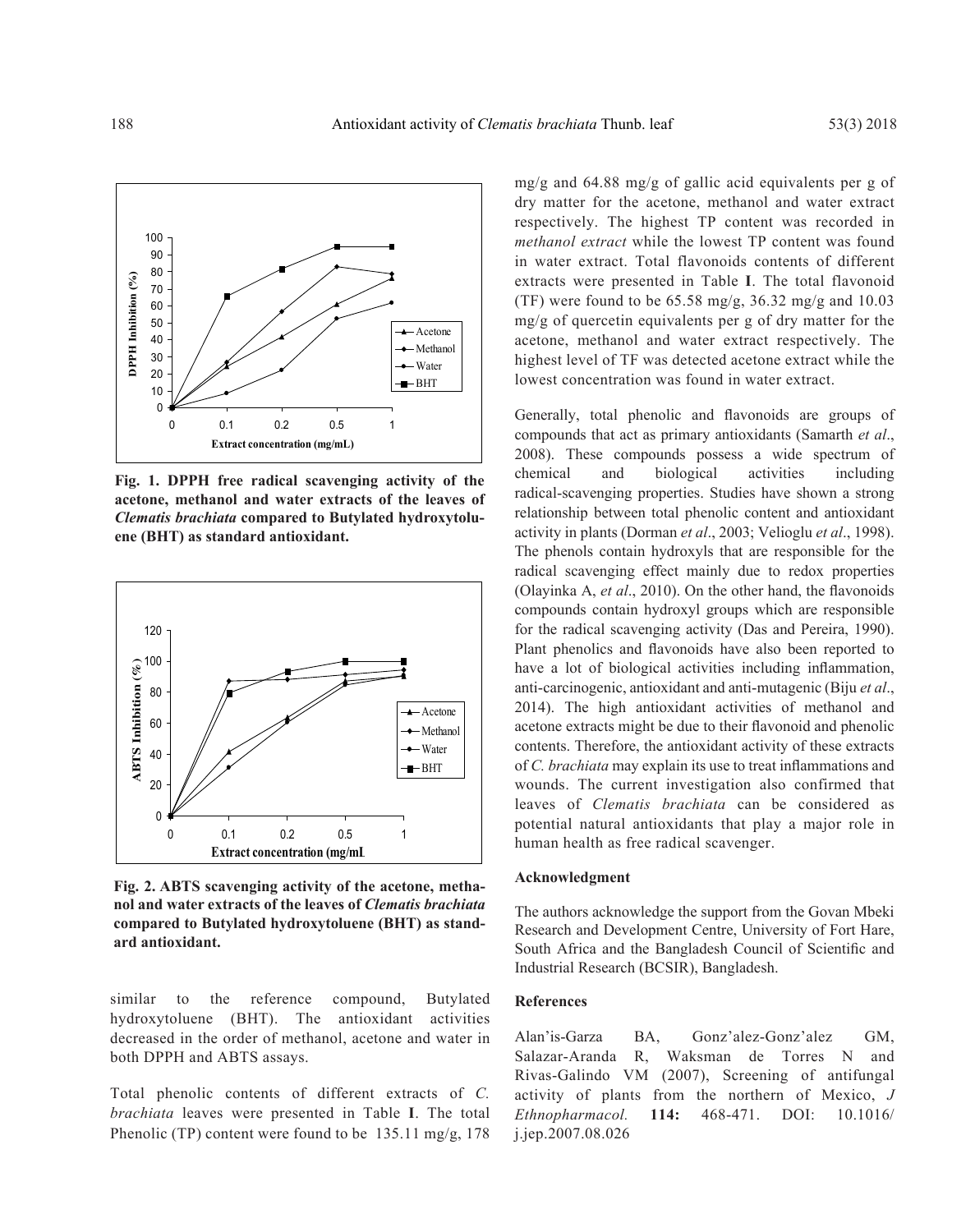100
90
80
70
60
50
40
30
20
10
0

DPPH Inhibition (%)

0 0.1 0.2 0.5 1

Extract concentration (mg/mL)

Acetone
Methanol
Water
BHT

**Fig. 1. DPPH free radical scavenging activity of the acetone, methanol and water extracts of the leaves of *Clematis brachiata* compared to Butylated hydroxytoluene (BHT) as standard antioxidant.**

120
100
80
60
40
20
0

ABTS Inhibition (%)

0 0.1 0.2 0.5 1

Extract concentration (mg/mL

Acetone
Methanol
Water
BHT

**Fig. 2. ABTS scavenging activity of the acetone, methanol and water extracts of the leaves of *Clematis brachiata* compared to Butylated hydroxytoluene (BHT) as standard antioxidant.**

similar to the reference compound, Butylated hydroxytoluene (BHT). The antioxidant activities decreased in the order of methanol, acetone and water in both DPPH and ABTS assays.

Total phenolic contents of different extracts of *C. brachiata* leaves were presented in Table **I**. The total Phenolic (TP) content were found to be 135.11 mg/g, 178 mg/g and 64.88 mg/g of gallic acid equivalents per g of dry matter for the acetone, methanol and water extract respectively. The highest TP content was recorded in *methanol extract* while the lowest TP content was found in water extract. Total flavonoids contents of different extracts were presented in Table **I**. The total flavonoid (TF) were found to be 65.58 mg/g, 36.32 mg/g and 10.03 mg/g of quercetin equivalents per g of dry matter for the acetone, methanol and water extract respectively. The highest level of TF was detected acetone extract while the lowest concentration was found in water extract.

Generally, total phenolic and flavonoids are groups of compounds that act as primary antioxidants (Samarth *et al*., 2008). These compounds possess a wide spectrum of chemical and biological activities including radical-scavenging properties. Studies have shown a strong relationship between total phenolic content and antioxidant activity in plants (Dorman *et al*., 2003; Velioglu *et al*., 1998). The phenols contain hydroxyls that are responsible for the radical scavenging effect mainly due to redox properties (Olayinka A, *et al*., 2010). On the other hand, the flavonoids compounds contain hydroxyl groups which are responsible for the radical scavenging activity (Das and Pereira, 1990). Plant phenolics and flavonoids have also been reported to have a lot of biological activities including inflammation, anti-carcinogenic, antioxidant and anti-mutagenic (Biju *et al*., 2014). The high antioxidant activities of methanol and acetone extracts might be due to their flavonoid and phenolic contents. Therefore, the antioxidant activity of these extracts of *C. brachiata* may explain its use to treat inflammations and wounds. The current investigation also confirmed that leaves of *Clematis brachiata* can be considered as potential natural antioxidants that play a major role in human health as free radical scavenger.

## Acknowledgment

The authors acknowledge the support from the Govan Mbeki Research and Development Centre, University of Fort Hare, South Africa and the Bangladesh Council of Scientific and Industrial Research (BCSIR), Bangladesh.

## References

Alan'is-Garza BA, Gonz'alez-Gonz'alez GM, Salazar-Aranda R, Waksman de Torres N and Rivas-Galindo VM (2007), Screening of antifungal activity of plants from the northern of Mexico, *J Ethnopharmacol.* **114:** 468-471. DOI: 10.1016/j.jep.2007.08.026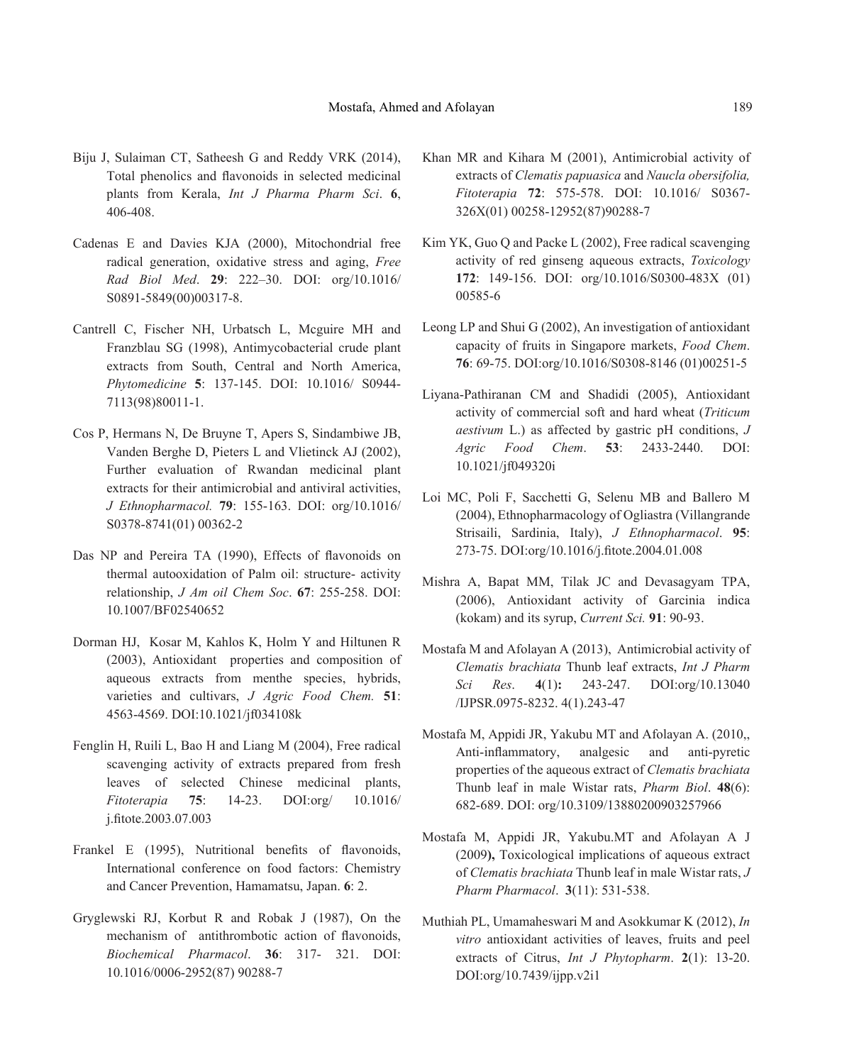Biju J, Sulaiman CT, Satheesh G and Reddy VRK (2014), Total phenolics and flavonoids in selected medicinal plants from Kerala, *Int J Pharma Pharm Sci*. **6**, 406-408.

Cadenas E and Davies KJA (2000), Mitochondrial free radical generation, oxidative stress and aging, *Free Rad Biol Med*. **29**: 222–30. DOI: org/10.1016/ S0891-5849(00)00317-8.

Cantrell C, Fischer NH, Urbatsch L, Mcguire MH and Franzblau SG (1998), Antimycobacterial crude plant extracts from South, Central and North America, *Phytomedicine* **5**: 137-145. DOI: 10.1016/ S0944-7113(98)80011-1.

Cos P, Hermans N, De Bruyne T, Apers S, Sindambiwe JB, Vanden Berghe D, Pieters L and Vlietinck AJ (2002), Further evaluation of Rwandan medicinal plant extracts for their antimicrobial and antiviral activities, *J Ethnopharmacol.* **79**: 155-163. DOI: org/10.1016/ S0378-8741(01) 00362-2

Das NP and Pereira TA (1990), Effects of flavonoids on thermal autooxidation of Palm oil: structure- activity relationship, *J Am oil Chem Soc*. **67**: 255-258. DOI: 10.1007/BF02540652

Dorman HJ, Kosar M, Kahlos K, Holm Y and Hiltunen R (2003), Antioxidant properties and composition of aqueous extracts from menthe species, hybrids, varieties and cultivars, *J Agric Food Chem.* **51**: 4563-4569. DOI:10.1021/jf034108k

Fenglin H, Ruili L, Bao H and Liang M (2004), Free radical scavenging activity of extracts prepared from fresh leaves of selected Chinese medicinal plants, *Fitoterapia* **75**: 14-23. DOI:org/ 10.1016/ j.fitote.2003.07.003

Frankel E (1995), Nutritional benefits of flavonoids, International conference on food factors: Chemistry and Cancer Prevention, Hamamatsu, Japan. **6**: 2.

Gryglewski RJ, Korbut R and Robak J (1987), On the mechanism of antithrombotic action of flavonoids, *Biochemical Pharmacol*. **36**: 317- 321. DOI: 10.1016/0006-2952(87) 90288-7

Khan MR and Kihara M (2001), Antimicrobial activity of extracts of *Clematis papuasica* and *Naucla obersifolia, Fitoterapia* **72**: 575-578. DOI: 10.1016/ S0367-326X(01) 00258-12952(87)90288-7

Kim YK, Guo Q and Packe L (2002), Free radical scavenging activity of red ginseng aqueous extracts, *Toxicology* **172**: 149-156. DOI: org/10.1016/S0300-483X (01) 00585-6

Leong LP and Shui G (2002), An investigation of antioxidant capacity of fruits in Singapore markets, *Food Chem*. **76**: 69-75. DOI:org/10.1016/S0308-8146 (01)00251-5

Liyana-Pathiranan CM and Shadidi (2005), Antioxidant activity of commercial soft and hard wheat (*Triticum aestivum* L.) as affected by gastric pH conditions, *J Agric Food Chem*. **53**: 2433-2440. DOI: 10.1021/jf049320i

Loi MC, Poli F, Sacchetti G, Selenu MB and Ballero M (2004), Ethnopharmacology of Ogliastra (Villangrande Strisaili, Sardinia, Italy), *J Ethnopharmacol*. **95**: 273-75. DOI:org/10.1016/j.fitote.2004.01.008

Mishra A, Bapat MM, Tilak JC and Devasagyam TPA, (2006), Antioxidant activity of Garcinia indica (kokam) and its syrup, *Current Sci.* **91**: 90-93.

Mostafa M and Afolayan A (2013), Antimicrobial activity of *Clematis brachiata* Thunb leaf extracts, *Int J Pharm Sci Res*. **4**(1)**:** 243-247. DOI:org/10.13040 /IJPSR.0975-8232. 4(1).243-47

Mostafa M, Appidi JR, Yakubu MT and Afolayan A. (2010,, Anti-inflammatory, analgesic and anti-pyretic properties of the aqueous extract of *Clematis brachiata* Thunb leaf in male Wistar rats, *Pharm Biol*. **48**(6): 682-689. DOI: org/10.3109/13880200903257966

Mostafa M, Appidi JR, Yakubu.MT and Afolayan A J (2009**),** Toxicological implications of aqueous extract of *Clematis brachiata* Thunb leaf in male Wistar rats, *J Pharm Pharmacol*. **3**(11): 531-538.

Muthiah PL, Umamaheswari M and Asokkumar K (2012), *In vitro* antioxidant activities of leaves, fruits and peel extracts of Citrus, *Int J Phytopharm*. **2**(1): 13-20. DOI:org/10.7439/ijpp.v2i1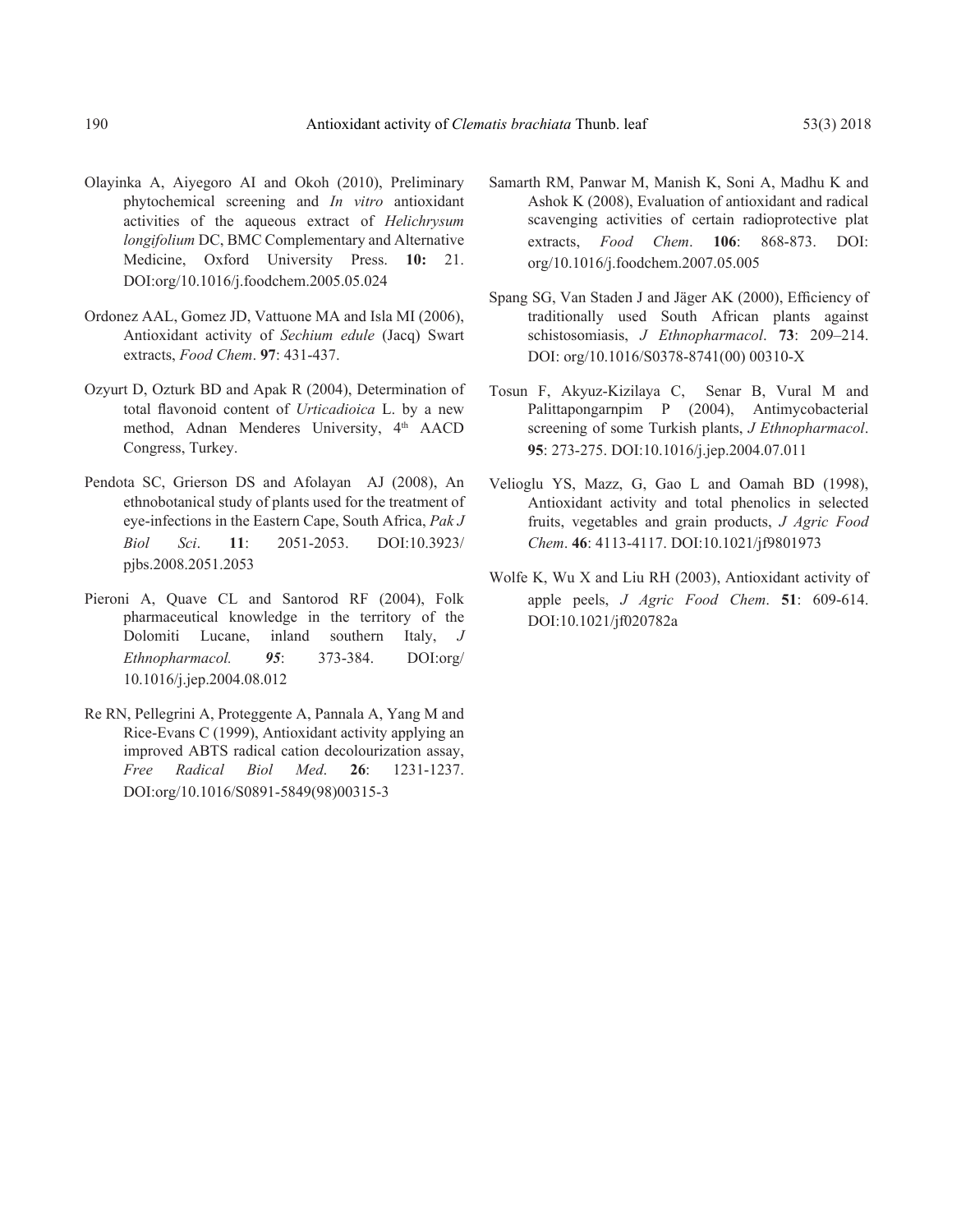Olayinka A, Aiyegoro AI and Okoh (2010), Preliminary phytochemical screening and *In vitro* antioxidant activities of the aqueous extract of *Helichrysum longifolium* DC, BMC Complementary and Alternative Medicine, Oxford University Press. **10:** 21. DOI:org/10.1016/j.foodchem.2005.05.024

Ordonez AAL, Gomez JD, Vattuone MA and Isla MI (2006), Antioxidant activity of *Sechium edule* (Jacq) Swart extracts, *Food Chem*. **97**: 431-437.

Ozyurt D, Ozturk BD and Apak R (2004), Determination of total flavonoid content of *Urticadioica* L. by a new method, Adnan Menderes University, 4th AACD Congress, Turkey.

Pendota SC, Grierson DS and Afolayan AJ (2008), An ethnobotanical study of plants used for the treatment of eye-infections in the Eastern Cape, South Africa, *Pak J Biol Sci*. **11**: 2051-2053. DOI:10.3923/pjbs.2008.2051.2053

Pieroni A, Quave CL and Santorod RF (2004), Folk pharmaceutical knowledge in the territory of the Dolomiti Lucane, inland southern Italy, *J Ethnopharmacol.* ***95***: 373-384. DOI:org/10.1016/j.jep.2004.08.012

Re RN, Pellegrini A, Proteggente A, Pannala A, Yang M and Rice-Evans C (1999), Antioxidant activity applying an improved ABTS radical cation decolourization assay, *Free Radical Biol Med*. **26**: 1231-1237. DOI:org/10.1016/S0891-5849(98)00315-3

Samarth RM, Panwar M, Manish K, Soni A, Madhu K and Ashok K (2008), Evaluation of antioxidant and radical scavenging activities of certain radioprotective plat extracts, *Food Chem*. **106**: 868-873. DOI: org/10.1016/j.foodchem.2007.05.005

Spang SG, Van Staden J and Jäger AK (2000), Efficiency of traditionally used South African plants against schistosomiasis, *J Ethnopharmacol*. **73**: 209–214. DOI: org/10.1016/S0378-8741(00) 00310-X

Tosun F, Akyuz-Kizilaya C, Senar B, Vural M and Palittapongarnpim P (2004), Antimycobacterial screening of some Turkish plants, *J Ethnopharmacol*. **95**: 273-275. DOI:10.1016/j.jep.2004.07.011

Velioglu YS, Mazz, G, Gao L and Oamah BD (1998), Antioxidant activity and total phenolics in selected fruits, vegetables and grain products, *J Agric Food Chem*. **46**: 4113-4117. DOI:10.1021/jf9801973

Wolfe K, Wu X and Liu RH (2003), Antioxidant activity of apple peels, *J Agric Food Chem*. **51**: 609-614. DOI:10.1021/jf020782a